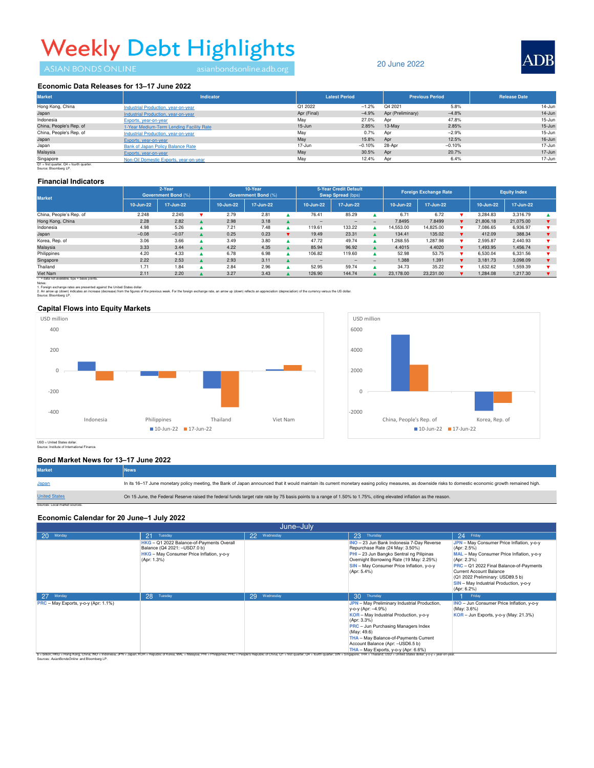# Weekly Debt Highlights

ASIAN BONDS ONLINE asianbondsonline.adb.org

20 June 2022

ADB

## Economic Data Releases for 13–17 June 2022

| Market | Indicator | Latest Period | | Previous Period | | Release Date |
|---|---|---|---|---|---|---|
| Hong Kong, China | Industrial Production, year-on-year | Q1 2022 | −1.2% | Q4 2021 | 5.8% | 14-Jun |
| Japan | Industrial Production, year-on-year | Apr (Final) | −4.9% | Apr (Preliminary) | −4.8% | 14-Jun |
| Indonesia | Exports, year-on-year | May | 27.0% | Apr | 47.8% | 15-Jun |
| China, People's Rep. of | 1-Year Medium-Term Lending Facility Rate | 15-Jun | 2.85% | 13-May | 2.85% | 15-Jun |
| China, People's Rep. of | Industrial Production, year-on-year | May | 0.7% | Apr | −2.9% | 15-Jun |
| Japan | Exports, year-on-year | May | 15.8% | Apr | 12.5% | 16-Jun |
| Japan | Bank of Japan Policy Balance Rate | 17-Jun | −0.10% | 28-Apr | −0.10% | 17-Jun |
| Malaysia | Exports, year-on-year | May | 30.5% | Apr | 20.7% | 17-Jun |
| Singapore | Non-Oil Domestic Exports, year-on-year | May | 12.4% | Apr | 6.4% | 17-Jun |

Q1 = first quarter, Q4 = fourth quarter.
Source: Bloomberg LP.

## Financial Indicators

| Market | 2-Year Government Bond (%) | | | 10-Year Government Bond (%) | | | 5-Year Credit Default Swap Spread (bps) | | | Foreign Exchange Rate | | | Equity Index | | |
|---|---|---|---|---|---|---|---|---|---|---|---|---|---|---|---|
| | 10-Jun-22 | 17-Jun-22 | | 10-Jun-22 | 17-Jun-22 | | 10-Jun-22 | 17-Jun-22 | | 10-Jun-22 | 17-Jun-22 | | 10-Jun-22 | 17-Jun-22 | |
| China, People's Rep. of | 2.248 | 2.245 | ▼ | 2.79 | 2.81 | ▲ | 76.41 | 85.29 | ▲ | 6.71 | 6.72 | ▼ | 3,284.83 | 3,316.79 | ▲ |
| Hong Kong, China | 2.28 | 2.82 | ▲ | 2.98 | 3.18 | ▲ | – | – | – | 7.8495 | 7.8499 | ▼ | 21,806.18 | 21,075.00 | ▼ |
| Indonesia | 4.98 | 5.26 | ▲ | 7.21 | 7.48 | ▲ | 119.61 | 133.22 | ▲ | 14,553.00 | 14,825.00 | ▼ | 7,086.65 | 6,936.97 | ▼ |
| Japan | −0.08 | −0.07 | ▲ | 0.25 | 0.23 | ▼ | 19.49 | 23.31 | ▲ | 134.41 | 135.02 | ▼ | 412.09 | 388.34 | ▼ |
| Korea, Rep. of | 3.06 | 3.66 | ▲ | 3.49 | 3.80 | ▲ | 47.72 | 49.74 | ▲ | 1,268.55 | 1,287.98 | ▼ | 2,595.87 | 2,440.93 | ▼ |
| Malaysia | 3.33 | 3.44 | ▲ | 4.22 | 4.35 | ▲ | 85.94 | 96.92 | ▲ | 4.4015 | 4.4020 | ▼ | 1,493.95 | 1,456.74 | ▼ |
| Philippines | 4.20 | 4.33 | ▲ | 6.78 | 6.98 | ▲ | 106.82 | 119.60 | ▲ | 52.98 | 53.75 | ▼ | 6,530.04 | 6,331.56 | ▼ |
| Singapore | 2.22 | 2.53 | ▲ | 2.93 | 3.11 | ▲ | – | – | – | 1.388 | 1.391 | ▼ | 3,181.73 | 3,098.09 | ▼ |
| Thailand | 1.71 | 1.84 | ▲ | 2.84 | 2.96 | ▲ | 52.95 | 59.74 | ▲ | 34.73 | 35.22 | ▼ | 1,632.62 | 1,559.39 | ▼ |
| Viet Nam | 2.11 | 2.20 | ▲ | 3.27 | 3.43 | ▲ | 126.90 | 144.74 | ▲ | 23,178.00 | 23,231.00 | ▼ | 1,284.08 | 1,217.30 | ▼ |

– = data not available; bps = basis points.
Notes:
1. Foreign exchange rates are presented against the United States dollar.
2. An arrow up (down) indicates an increase (decrease) from the figures of the previous week. For the foreign exchange rate, an arrow up (down) reflects an appreciation (depreciation) of the currency versus the US dollar.
Source: Bloomberg LP.

## Capital Flows into Equity Markets

USD million

Indonesia, Philippines, Thailand, Viet Nam — 10-Jun-22, 17-Jun-22

USD million

China, People's Rep. of; Korea, Rep. of — 10-Jun-22, 17-Jun-22

USD = United States dollar.
Source: Institute of International Finance.

## Bond Market News for 13–17 June 2022

| Market | News |
|---|---|
| Japan | In its 16–17 June monetary policy meeting, the Bank of Japan announced that it would maintain its current monetary easing policy measures, as downside risks to domestic economic growth remained high. |
| United States | On 15 June, the Federal Reserve raised the federal funds target rate rate by 75 basis points to a range of 1.50% to 1.75%, citing elevated inflation as the reason. |

Sources: Local market sources.

## Economic Calendar for 20 June–1 July 2022

| 20 Monday | 21 Tuesday | 22 Wednesday | 23 Thursday | 24 Friday |
|---|---|---|---|---|
| | HKG – Q1 2022 Balance-of-Payments Overall Balance (Q4 2021: –USD7.0 b)<br>HKG – May Consumer Price Inflation, y-o-y (Apr: 1.3%) | | INO – 23 Jun Bank Indonesia 7-Day Reverse Repurchase Rate (24 May: 3.50%)<br>PHI – 23 Jun Bangko Sentral ng Pilipinas Overnight Borrowing Rate (19 May: 2.25%)<br>SIN – May Consumer Price Inflation, y-o-y (Apr: 5.4%) | JPN – May Consumer Price Inflation, y-o-y (Apr: 2.5%)<br>MAL – May Consumer Price Inflation, y-o-y (Apr: 2.3%)<br>PRC – Q1 2022 Final Balance-of-Payments Current Account Balance (Q1 2022 Preliminary: USD89.5 b)<br>SIN – May Industrial Production, y-o-y (Apr: 6.2%) |
| **27 Monday** | **28 Tuesday** | **29 Wednesday** | **30 Thursday** | **1 Friday** |
| PRC – May Exports, y-o-y (Apr: 1.1%) | | | JPN – May Preliminary Industrial Production, y-o-y (Apr: –4.9%)<br>KOR – May Industrial Production, y-o-y (Apr: 3.3%)<br>PRC – Jun Purchasing Managers Index (May: 49.6)<br>THA – May Balance-of-Payments Current Account Balance (Apr: –USD6.5 b)<br>THA – May Exports, y-o-y (Apr: 6.6%) | INO – Jun Consumer Price Inflation, y-o-y (May: 3.6%)<br>KOR – Jun Exports, y-o-y (May: 21.3%) |

b = billion; HKG = Hong Kong, China; INO = Indonesia; JPN = Japan; KOR = Republic of Korea; MAL = Malaysia; PHI = Philippines; PRC = People's Republic of China; Q1 = first quarter; Q4 = fourth quarter; SIN = Singapore; THA = Thailand; USD = United States dollar; y-o-y = year-on-year.
Sources: *AsianBondsOnline* and Bloomberg LP.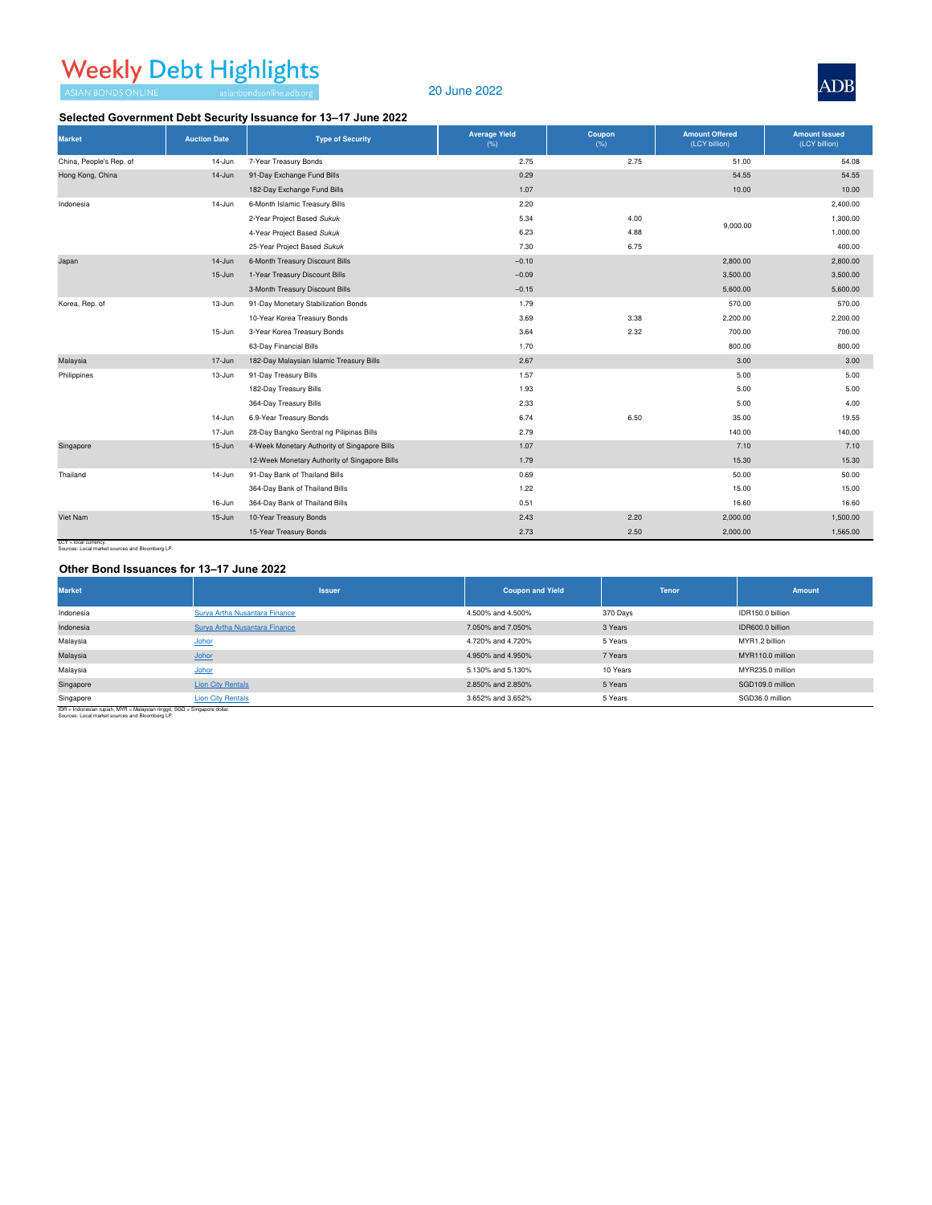# Weekly Debt Highlights

ASIAN BONDS ONLINE asianbondsonline.adb.org

20 June 2022

### Selected Government Debt Security Issuance for 13–17 June 2022

| Market | Auction Date | Type of Security | Average Yield (%) | Coupon (%) | Amount Offered (LCY billion) | Amount Issued (LCY billion) |
|---|---|---|---|---|---|---|
| China, People's Rep. of | 14-Jun | 7-Year Treasury Bonds | 2.75 | 2.75 | 51.00 | 54.08 |
| Hong Kong, China | 14-Jun | 91-Day Exchange Fund Bills | 0.29 | | 54.55 | 54.55 |
| | | 182-Day Exchange Fund Bills | 1.07 | | 10.00 | 10.00 |
| Indonesia | 14-Jun | 6-Month Islamic Treasury Bills | 2.20 | | 9,000.00 | 2,400.00 |
| | | 2-Year Project Based *Sukuk* | 5.34 | 4.00 | | 1,300.00 |
| | | 4-Year Project Based *Sukuk* | 6.23 | 4.88 | | 1,000.00 |
| | | 25-Year Project Based *Sukuk* | 7.30 | 6.75 | | 400.00 |
| Japan | 14-Jun | 6-Month Treasury Discount Bills | −0.10 | | 2,800.00 | 2,800.00 |
| | 15-Jun | 1-Year Treasury Discount Bills | −0.09 | | 3,500.00 | 3,500.00 |
| | | 3-Month Treasury Discount Bills | −0.15 | | 5,600.00 | 5,600.00 |
| Korea, Rep. of | 13-Jun | 91-Day Monetary Stabilization Bonds | 1.79 | | 570.00 | 570.00 |
| | | 10-Year Korea Treasury Bonds | 3.69 | 3.38 | 2,200.00 | 2,200.00 |
| | 15-Jun | 3-Year Korea Treasury Bonds | 3.64 | 2.32 | 700.00 | 700.00 |
| | | 63-Day Financial Bills | 1.70 | | 800.00 | 800.00 |
| Malaysia | 17-Jun | 182-Day Malaysian Islamic Treasury Bills | 2.67 | | 3.00 | 3.00 |
| Philippines | 13-Jun | 91-Day Treasury Bills | 1.57 | | 5.00 | 5.00 |
| | | 182-Day Treasury Bills | 1.93 | | 5.00 | 5.00 |
| | | 364-Day Treasury Bills | 2.33 | | 5.00 | 4.00 |
| | 14-Jun | 6.9-Year Treasury Bonds | 6.74 | 6.50 | 35.00 | 19.55 |
| | 17-Jun | 28-Day Bangko Sentral ng Pilipinas Bills | 2.79 | | 140.00 | 140.00 |
| Singapore | 15-Jun | 4-Week Monetary Authority of Singapore Bills | 1.07 | | 7.10 | 7.10 |
| | | 12-Week Monetary Authority of Singapore Bills | 1.79 | | 15.30 | 15.30 |
| Thailand | 14-Jun | 91-Day Bank of Thailand Bills | 0.69 | | 50.00 | 50.00 |
| | | 364-Day Bank of Thailand Bills | 1.22 | | 15.00 | 15.00 |
| | 16-Jun | 364-Day Bank of Thailand Bills | 0.51 | | 16.60 | 16.60 |
| Viet Nam | 15-Jun | 10-Year Treasury Bonds | 2.43 | 2.20 | 2,000.00 | 1,500.00 |
| | | 15-Year Treasury Bonds | 2.73 | 2.50 | 2,000.00 | 1,565.00 |

LCY = local currency.
Sources: Local market sources and Bloomberg LP.

### Other Bond Issuances for 13–17 June 2022

| Market | Issuer | Coupon and Yield | Tenor | Amount |
|---|---|---|---|---|
| Indonesia | Surya Artha Nusantara Finance | 4.500% and 4.500% | 370 Days | IDR150.0 billion |
| Indonesia | Surya Artha Nusantara Finance | 7.050% and 7.050% | 3 Years | IDR600.0 billion |
| Malaysia | Johor | 4.720% and 4.720% | 5 Years | MYR1.2 billion |
| Malaysia | Johor | 4.950% and 4.950% | 7 Years | MYR110.0 million |
| Malaysia | Johor | 5.130% and 5.130% | 10 Years | MYR235.0 million |
| Singapore | Lion City Rentals | 2.850% and 2.850% | 5 Years | SGD109.0 million |
| Singapore | Lion City Rentals | 3.652% and 3.652% | 5 Years | SGD36.0 million |

IDR = Indonesian rupiah, MYR = Malaysian ringgit, SGD = Singapore dollar.
Sources: Local market sources and Bloomberg LP.